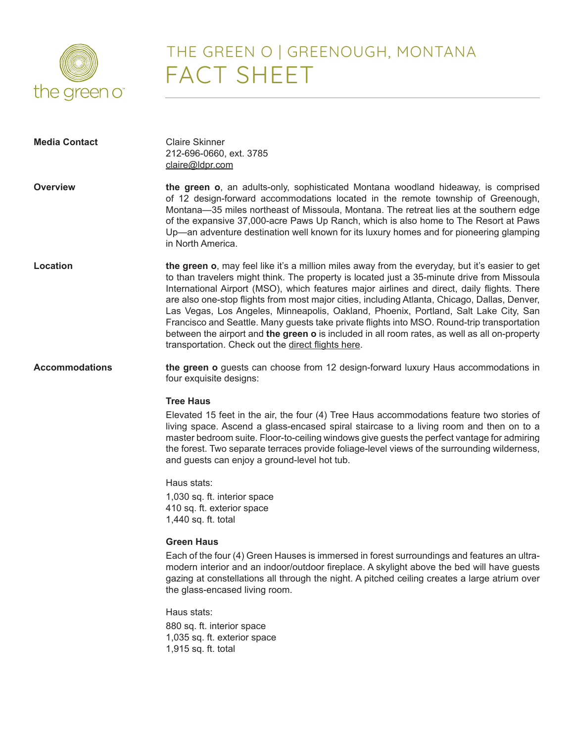the green o

# THE GREEN O | GREENOUGH, MONTANA
# FACT SHEET

**Media Contact**

Claire Skinner
212-696-0660, ext. 3785
claire@ldpr.com

**Overview**

**the green o**, an adults-only, sophisticated Montana woodland hideaway, is comprised of 12 design-forward accommodations located in the remote township of Greenough, Montana—35 miles northeast of Missoula, Montana. The retreat lies at the southern edge of the expansive 37,000-acre Paws Up Ranch, which is also home to The Resort at Paws Up—an adventure destination well known for its luxury homes and for pioneering glamping in North America.

**Location**

**the green o**, may feel like it's a million miles away from the everyday, but it's easier to get to than travelers might think. The property is located just a 35-minute drive from Missoula International Airport (MSO), which features major airlines and direct, daily flights. There are also one-stop flights from most major cities, including Atlanta, Chicago, Dallas, Denver, Las Vegas, Los Angeles, Minneapolis, Oakland, Phoenix, Portland, Salt Lake City, San Francisco and Seattle. Many guests take private flights into MSO. Round-trip transportation between the airport and **the green o** is included in all room rates, as well as all on-property transportation. Check out the direct flights here.

**Accommodations**

**the green o** guests can choose from 12 design-forward luxury Haus accommodations in four exquisite designs:

**Tree Haus**

Elevated 15 feet in the air, the four (4) Tree Haus accommodations feature two stories of living space. Ascend a glass-encased spiral staircase to a living room and then on to a master bedroom suite. Floor-to-ceiling windows give guests the perfect vantage for admiring the forest. Two separate terraces provide foliage-level views of the surrounding wilderness, and guests can enjoy a ground-level hot tub.

Haus stats:

1,030 sq. ft. interior space
410 sq. ft. exterior space
1,440 sq. ft. total

**Green Haus**

Each of the four (4) Green Hauses is immersed in forest surroundings and features an ultra-modern interior and an indoor/outdoor fireplace. A skylight above the bed will have guests gazing at constellations all through the night. A pitched ceiling creates a large atrium over the glass-encased living room.

Haus stats:

880 sq. ft. interior space
1,035 sq. ft. exterior space
1,915 sq. ft. total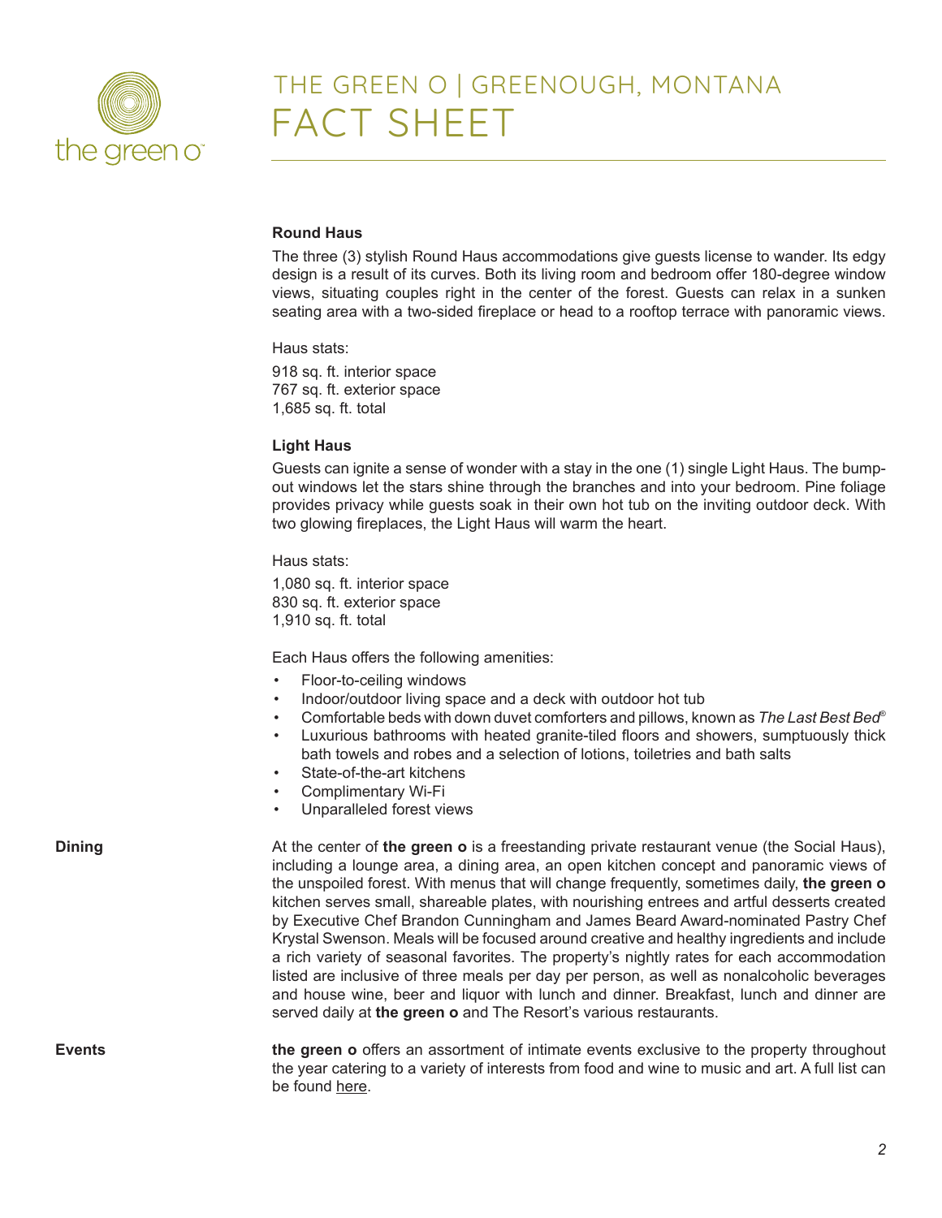### Round Haus

The three (3) stylish Round Haus accommodations give guests license to wander. Its edgy design is a result of its curves. Both its living room and bedroom offer 180-degree window views, situating couples right in the center of the forest. Guests can relax in a sunken seating area with a two-sided fireplace or head to a rooftop terrace with panoramic views.

Haus stats:

918 sq. ft. interior space
767 sq. ft. exterior space
1,685 sq. ft. total

### Light Haus

Guests can ignite a sense of wonder with a stay in the one (1) single Light Haus. The bump-out windows let the stars shine through the branches and into your bedroom. Pine foliage provides privacy while guests soak in their own hot tub on the inviting outdoor deck. With two glowing fireplaces, the Light Haus will warm the heart.

Haus stats:

1,080 sq. ft. interior space
830 sq. ft. exterior space
1,910 sq. ft. total

Each Haus offers the following amenities:

- Floor-to-ceiling windows
- Indoor/outdoor living space and a deck with outdoor hot tub
- Comfortable beds with down duvet comforters and pillows, known as *The Last Best Bed*®
- Luxurious bathrooms with heated granite-tiled floors and showers, sumptuously thick bath towels and robes and a selection of lotions, toiletries and bath salts
- State-of-the-art kitchens
- Complimentary Wi-Fi
- Unparalleled forest views

### Dining

At the center of **the green o** is a freestanding private restaurant venue (the Social Haus), including a lounge area, a dining area, an open kitchen concept and panoramic views of the unspoiled forest. With menus that will change frequently, sometimes daily, **the green o** kitchen serves small, shareable plates, with nourishing entrees and artful desserts created by Executive Chef Brandon Cunningham and James Beard Award-nominated Pastry Chef Krystal Swenson. Meals will be focused around creative and healthy ingredients and include a rich variety of seasonal favorites. The property's nightly rates for each accommodation listed are inclusive of three meals per day per person, as well as nonalcoholic beverages and house wine, beer and liquor with lunch and dinner. Breakfast, lunch and dinner are served daily at **the green o** and The Resort's various restaurants.

### Events

**the green o** offers an assortment of intimate events exclusive to the property throughout the year catering to a variety of interests from food and wine to music and art. A full list can be found here.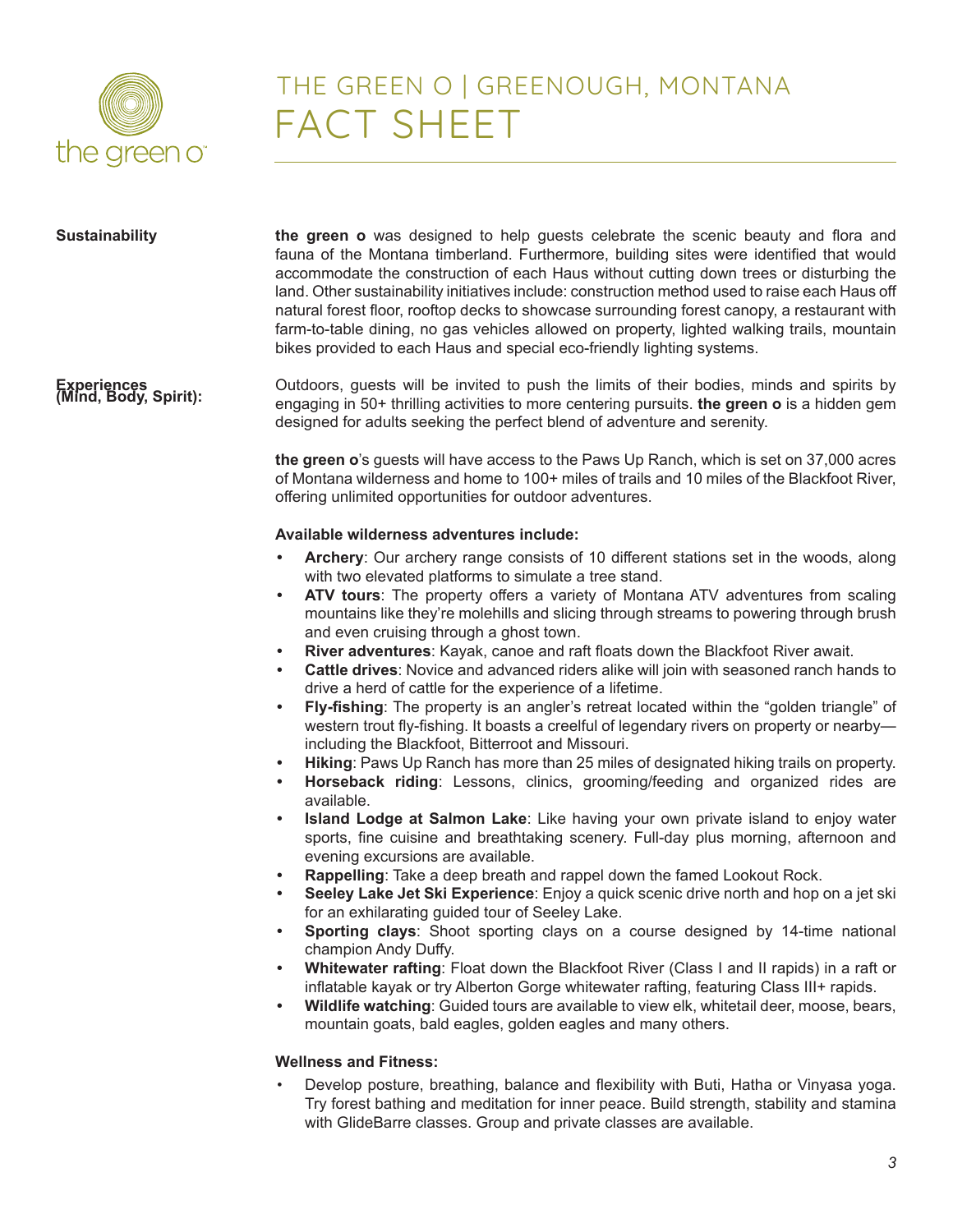# THE GREEN O | GREENOUGH, MONTANA
# FACT SHEET

**Sustainability**

**the green o** was designed to help guests celebrate the scenic beauty and flora and fauna of the Montana timberland. Furthermore, building sites were identified that would accommodate the construction of each Haus without cutting down trees or disturbing the land. Other sustainability initiatives include: construction method used to raise each Haus off natural forest floor, rooftop decks to showcase surrounding forest canopy, a restaurant with farm-to-table dining, no gas vehicles allowed on property, lighted walking trails, mountain bikes provided to each Haus and special eco-friendly lighting systems.

**Experiences (Mind, Body, Spirit):**

Outdoors, guests will be invited to push the limits of their bodies, minds and spirits by engaging in 50+ thrilling activities to more centering pursuits. **the green o** is a hidden gem designed for adults seeking the perfect blend of adventure and serenity.

**the green o**'s guests will have access to the Paws Up Ranch, which is set on 37,000 acres of Montana wilderness and home to 100+ miles of trails and 10 miles of the Blackfoot River, offering unlimited opportunities for outdoor adventures.

**Available wilderness adventures include:**

- **Archery**: Our archery range consists of 10 different stations set in the woods, along with two elevated platforms to simulate a tree stand.
- **ATV tours**: The property offers a variety of Montana ATV adventures from scaling mountains like they're molehills and slicing through streams to powering through brush and even cruising through a ghost town.
- **River adventures**: Kayak, canoe and raft floats down the Blackfoot River await.
- **Cattle drives**: Novice and advanced riders alike will join with seasoned ranch hands to drive a herd of cattle for the experience of a lifetime.
- **Fly-fishing**: The property is an angler's retreat located within the "golden triangle" of western trout fly-fishing. It boasts a creelful of legendary rivers on property or nearby—including the Blackfoot, Bitterroot and Missouri.
- **Hiking**: Paws Up Ranch has more than 25 miles of designated hiking trails on property.
- **Horseback riding**: Lessons, clinics, grooming/feeding and organized rides are available.
- **Island Lodge at Salmon Lake**: Like having your own private island to enjoy water sports, fine cuisine and breathtaking scenery. Full-day plus morning, afternoon and evening excursions are available.
- **Rappelling**: Take a deep breath and rappel down the famed Lookout Rock.
- **Seeley Lake Jet Ski Experience**: Enjoy a quick scenic drive north and hop on a jet ski for an exhilarating guided tour of Seeley Lake.
- **Sporting clays**: Shoot sporting clays on a course designed by 14-time national champion Andy Duffy.
- **Whitewater rafting**: Float down the Blackfoot River (Class I and II rapids) in a raft or inflatable kayak or try Alberton Gorge whitewater rafting, featuring Class III+ rapids.
- **Wildlife watching**: Guided tours are available to view elk, whitetail deer, moose, bears, mountain goats, bald eagles, golden eagles and many others.

**Wellness and Fitness:**

- Develop posture, breathing, balance and flexibility with Buti, Hatha or Vinyasa yoga. Try forest bathing and meditation for inner peace. Build strength, stability and stamina with GlideBarre classes. Group and private classes are available.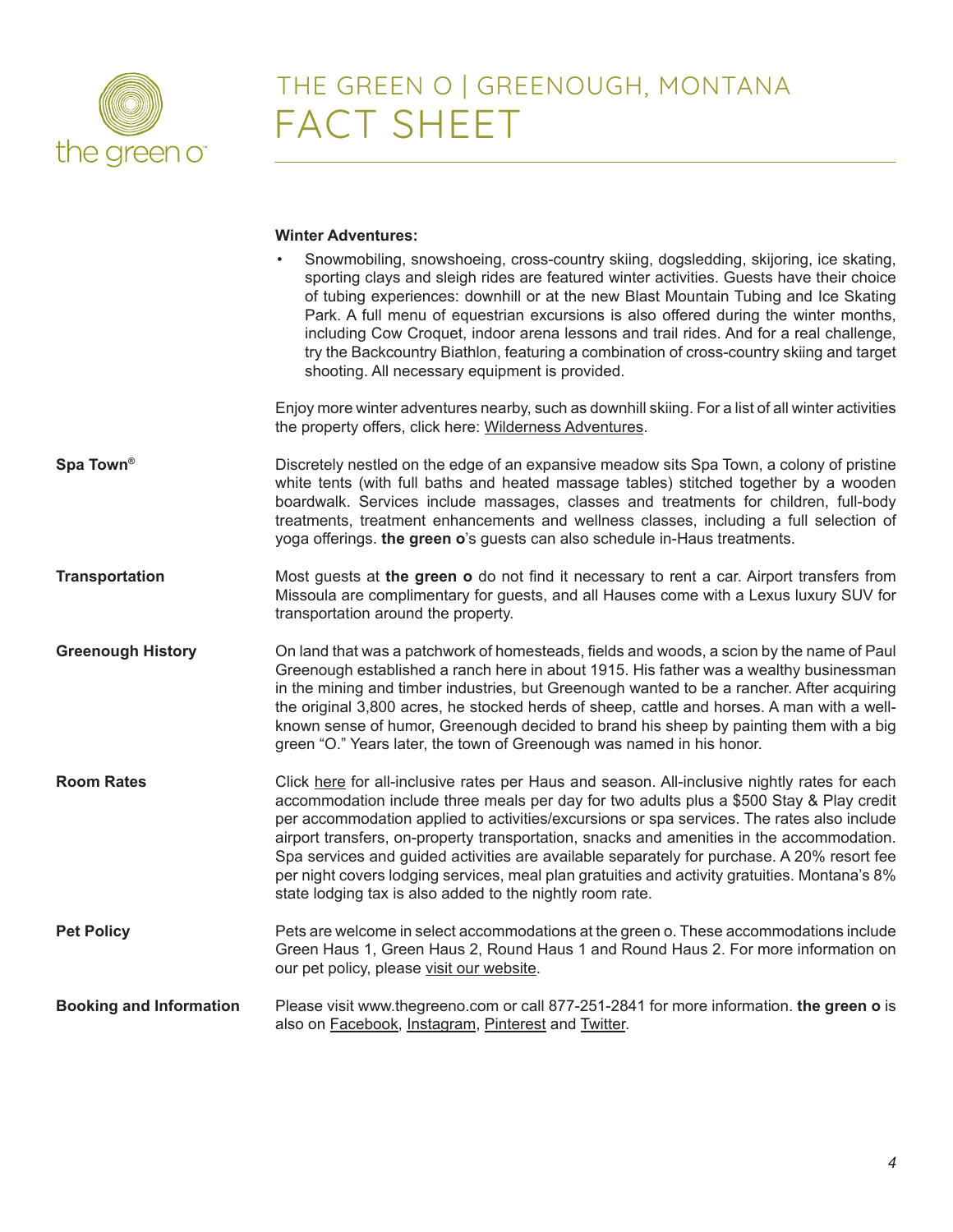# THE GREEN O | GREENOUGH, MONTANA
# FACT SHEET

**Winter Adventures:**

- Snowmobiling, snowshoeing, cross-country skiing, dogsledding, skijoring, ice skating, sporting clays and sleigh rides are featured winter activities. Guests have their choice of tubing experiences: downhill or at the new Blast Mountain Tubing and Ice Skating Park. A full menu of equestrian excursions is also offered during the winter months, including Cow Croquet, indoor arena lessons and trail rides. And for a real challenge, try the Backcountry Biathlon, featuring a combination of cross-country skiing and target shooting. All necessary equipment is provided.

Enjoy more winter adventures nearby, such as downhill skiing. For a list of all winter activities the property offers, click here: Wilderness Adventures.

**Spa Town®**

Discretely nestled on the edge of an expansive meadow sits Spa Town, a colony of pristine white tents (with full baths and heated massage tables) stitched together by a wooden boardwalk. Services include massages, classes and treatments for children, full-body treatments, treatment enhancements and wellness classes, including a full selection of yoga offerings. **the green o**'s guests can also schedule in-Haus treatments.

**Transportation**

Most guests at **the green o** do not find it necessary to rent a car. Airport transfers from Missoula are complimentary for guests, and all Hauses come with a Lexus luxury SUV for transportation around the property.

**Greenough History**

On land that was a patchwork of homesteads, fields and woods, a scion by the name of Paul Greenough established a ranch here in about 1915. His father was a wealthy businessman in the mining and timber industries, but Greenough wanted to be a rancher. After acquiring the original 3,800 acres, he stocked herds of sheep, cattle and horses. A man with a well-known sense of humor, Greenough decided to brand his sheep by painting them with a big green "O." Years later, the town of Greenough was named in his honor.

**Room Rates**

Click here for all-inclusive rates per Haus and season. All-inclusive nightly rates for each accommodation include three meals per day for two adults plus a $500 Stay & Play credit per accommodation applied to activities/excursions or spa services. The rates also include airport transfers, on-property transportation, snacks and amenities in the accommodation. Spa services and guided activities are available separately for purchase. A 20% resort fee per night covers lodging services, meal plan gratuities and activity gratuities. Montana's 8% state lodging tax is also added to the nightly room rate.

**Pet Policy**

Pets are welcome in select accommodations at the green o. These accommodations include Green Haus 1, Green Haus 2, Round Haus 1 and Round Haus 2. For more information on our pet policy, please visit our website.

**Booking and Information**

Please visit www.thegreeno.com or call 877-251-2841 for more information. **the green o** is also on Facebook, Instagram, Pinterest and Twitter.